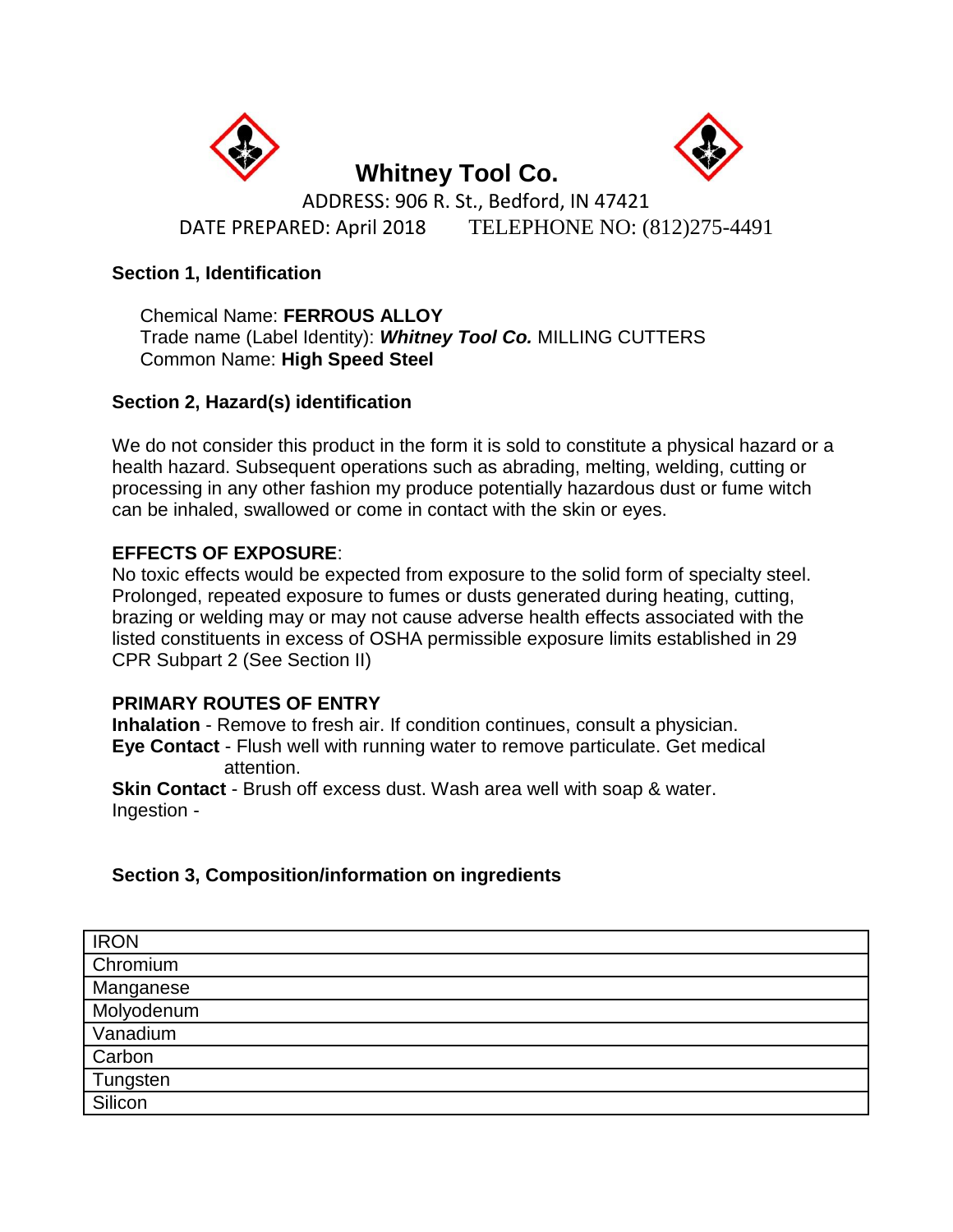# Whitney Tool Co.

ADDRESS: 906 R. St., Bedford, IN 47421

DATE PREPARED: April 2018 TELEPHONE NO: (812)275-4491

## Section 1, Identification

Chemical Name: **FERROUS ALLOY**
Trade name (Label Identity): ***Whitney Tool Co.*** MILLING CUTTERS
Common Name: **High Speed Steel**

## Section 2, Hazard(s) identification

We do not consider this product in the form it is sold to constitute a physical hazard or a health hazard. Subsequent operations such as abrading, melting, welding, cutting or processing in any other fashion my produce potentially hazardous dust or fume witch can be inhaled, swallowed or come in contact with the skin or eyes.

**EFFECTS OF EXPOSURE**:
No toxic effects would be expected from exposure to the solid form of specialty steel. Prolonged, repeated exposure to fumes or dusts generated during heating, cutting, brazing or welding may or may not cause adverse health effects associated with the listed constituents in excess of OSHA permissible exposure limits established in 29 CPR Subpart 2 (See Section II)

**PRIMARY ROUTES OF ENTRY**
**Inhalation** - Remove to fresh air. If condition continues, consult a physician.
**Eye Contact** - Flush well with running water to remove particulate. Get medical attention.
**Skin Contact** - Brush off excess dust. Wash area well with soap & water.
Ingestion -

## Section 3, Composition/information on ingredients

| IRON |
|---|
| Chromium |
| Manganese |
| Molyodenum |
| Vanadium |
| Carbon |
| Tungsten |
| Silicon |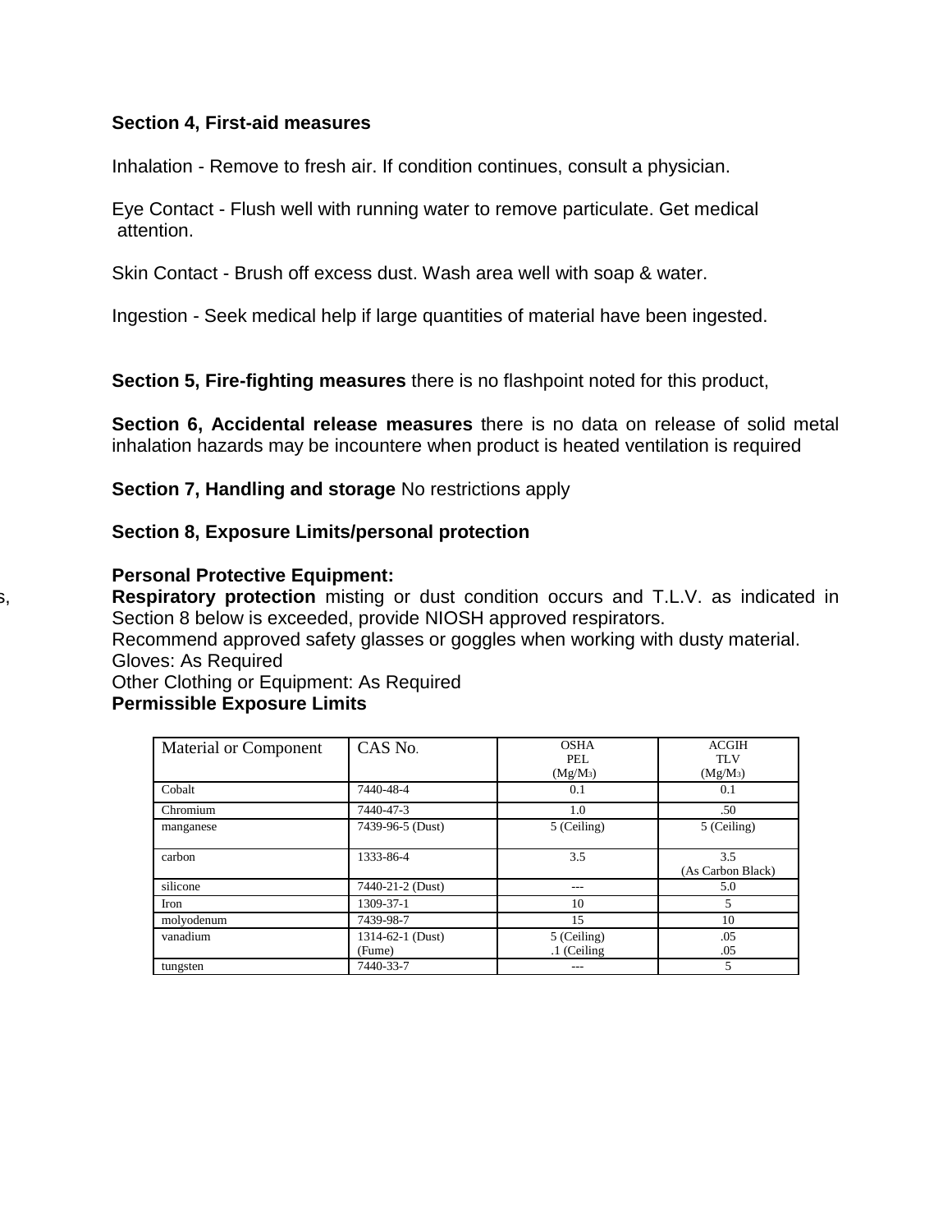**Section 4, First-aid measures**

Inhalation - Remove to fresh air. If condition continues, consult a physician.

Eye Contact - Flush well with running water to remove particulate. Get medical attention.

Skin Contact - Brush off excess dust. Wash area well with soap & water.

Ingestion - Seek medical help if large quantities of material have been ingested.

**Section 5, Fire-fighting measures** there is no flashpoint noted for this product,

**Section 6, Accidental release measures** there is no data on release of solid metal inhalation hazards may be incountere when product is heated ventilation is required

**Section 7, Handling and storage** No restrictions apply

**Section 8, Exposure Limits/personal protection**

**Personal Protective Equipment:**

**Respiratory protection** misting or dust condition occurs and T.L.V. as indicated in Section 8 below is exceeded, provide NIOSH approved respirators.
Recommend approved safety glasses or goggles when working with dusty material.
Gloves: As Required
Other Clothing or Equipment: As Required

**Permissible Exposure Limits**

| Material or Component | CAS No. | OSHA PEL ($Mg/M_3$) | ACGIH TLV ($Mg/M_3$) |
|---|---|---|---|
| Cobalt | 7440-48-4 | 0.1 | 0.1 |
| Chromium | 7440-47-3 | 1.0 | .50 |
| manganese | 7439-96-5 (Dust) | 5 (Ceiling) | 5 (Ceiling) |
| carbon | 1333-86-4 | 3.5 | 3.5 (As Carbon Black) |
| silicone | 7440-21-2 (Dust) | --- | 5.0 |
| Iron | 1309-37-1 | 10 | 5 |
| molyodenum | 7439-98-7 | 15 | 10 |
| vanadium | 1314-62-1 (Dust) (Fume) | 5 (Ceiling) .1 (Ceiling | .05 .05 |
| tungsten | 7440-33-7 | --- | 5 |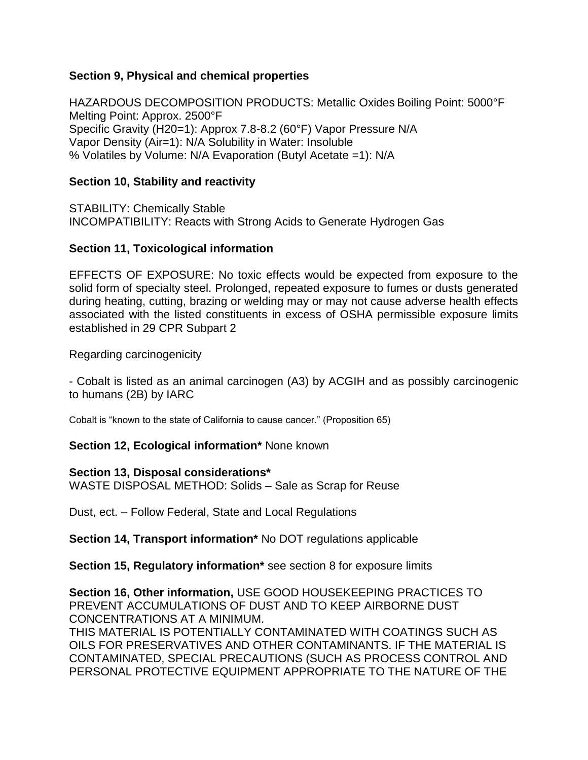**Section 9, Physical and chemical properties**

HAZARDOUS DECOMPOSITION PRODUCTS: Metallic Oxides Boiling Point: 5000°F
Melting Point: Approx. 2500°F
Specific Gravity (H20=1): Approx 7.8-8.2 (60°F) Vapor Pressure N/A
Vapor Density (Air=1): N/A Solubility in Water: Insoluble
% Volatiles by Volume: N/A Evaporation (Butyl Acetate =1): N/A

**Section 10, Stability and reactivity**

STABILITY: Chemically Stable
INCOMPATIBILITY: Reacts with Strong Acids to Generate Hydrogen Gas

**Section 11, Toxicological information**

EFFECTS OF EXPOSURE: No toxic effects would be expected from exposure to the solid form of specialty steel. Prolonged, repeated exposure to fumes or dusts generated during heating, cutting, brazing or welding may or may not cause adverse health effects associated with the listed constituents in excess of OSHA permissible exposure limits established in 29 CPR Subpart 2

Regarding carcinogenicity

- Cobalt is listed as an animal carcinogen (A3) by ACGIH and as possibly carcinogenic to humans (2B) by IARC

Cobalt is "known to the state of California to cause cancer." (Proposition 65)

**Section 12, Ecological information*** None known

**Section 13, Disposal considerations***
WASTE DISPOSAL METHOD: Solids – Sale as Scrap for Reuse

Dust, ect. – Follow Federal, State and Local Regulations

**Section 14, Transport information*** No DOT regulations applicable

**Section 15, Regulatory information*** see section 8 for exposure limits

**Section 16, Other information,** USE GOOD HOUSEKEEPING PRACTICES TO PREVENT ACCUMULATIONS OF DUST AND TO KEEP AIRBORNE DUST CONCENTRATIONS AT A MINIMUM.
THIS MATERIAL IS POTENTIALLY CONTAMINATED WITH COATINGS SUCH AS OILS FOR PRESERVATIVES AND OTHER CONTAMINANTS. IF THE MATERIAL IS CONTAMINATED, SPECIAL PRECAUTIONS (SUCH AS PROCESS CONTROL AND PERSONAL PROTECTIVE EQUIPMENT APPROPRIATE TO THE NATURE OF THE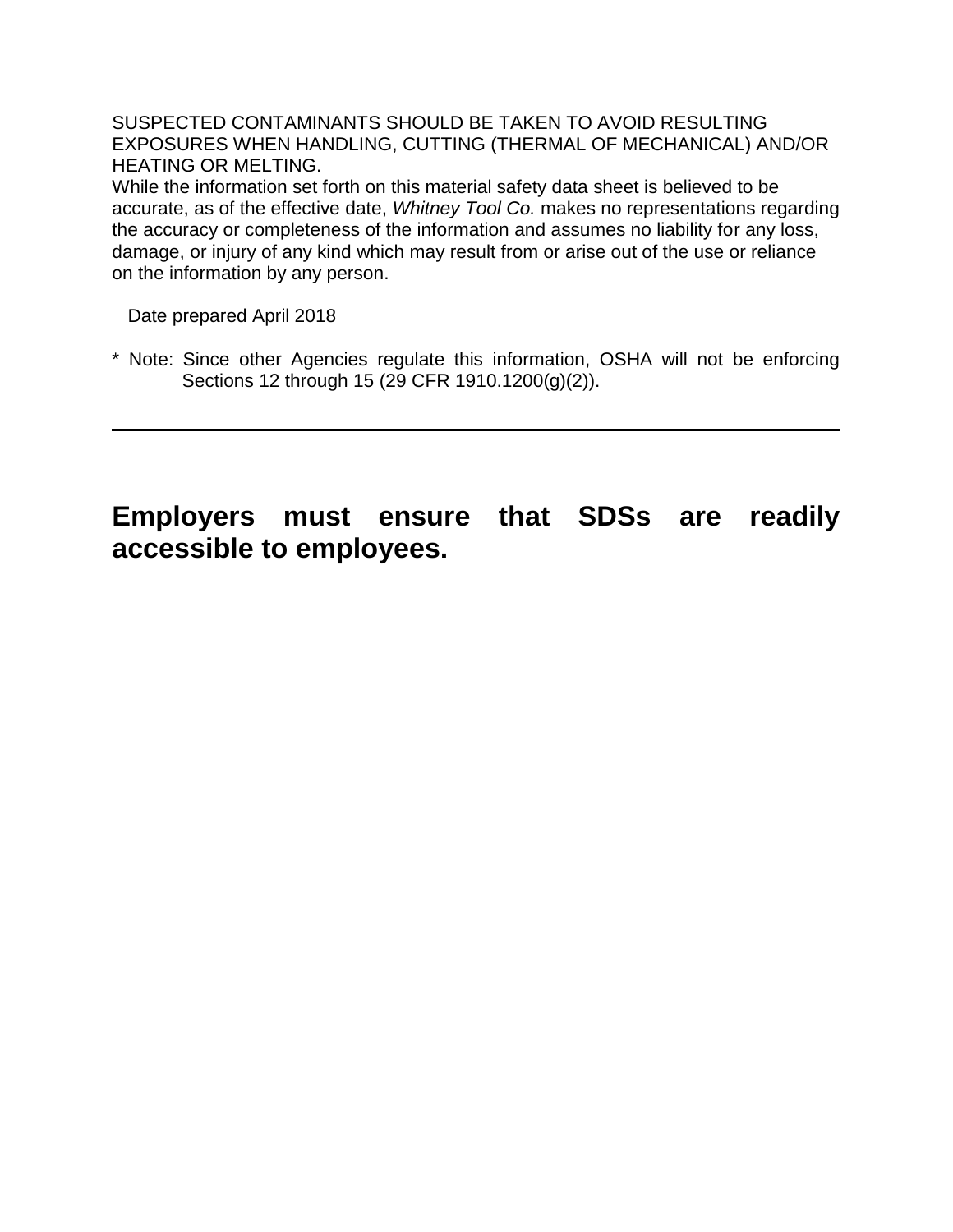SUSPECTED CONTAMINANTS SHOULD BE TAKEN TO AVOID RESULTING EXPOSURES WHEN HANDLING, CUTTING (THERMAL OF MECHANICAL) AND/OR HEATING OR MELTING.

While the information set forth on this material safety data sheet is believed to be accurate, as of the effective date, *Whitney Tool Co.* makes no representations regarding the accuracy or completeness of the information and assumes no liability for any loss, damage, or injury of any kind which may result from or arise out of the use or reliance on the information by any person.

Date prepared April 2018

* Note: Since other Agencies regulate this information, OSHA will not be enforcing Sections 12 through 15 (29 CFR 1910.1200(g)(2)).

---

**Employers must ensure that SDSs are readily accessible to employees.**